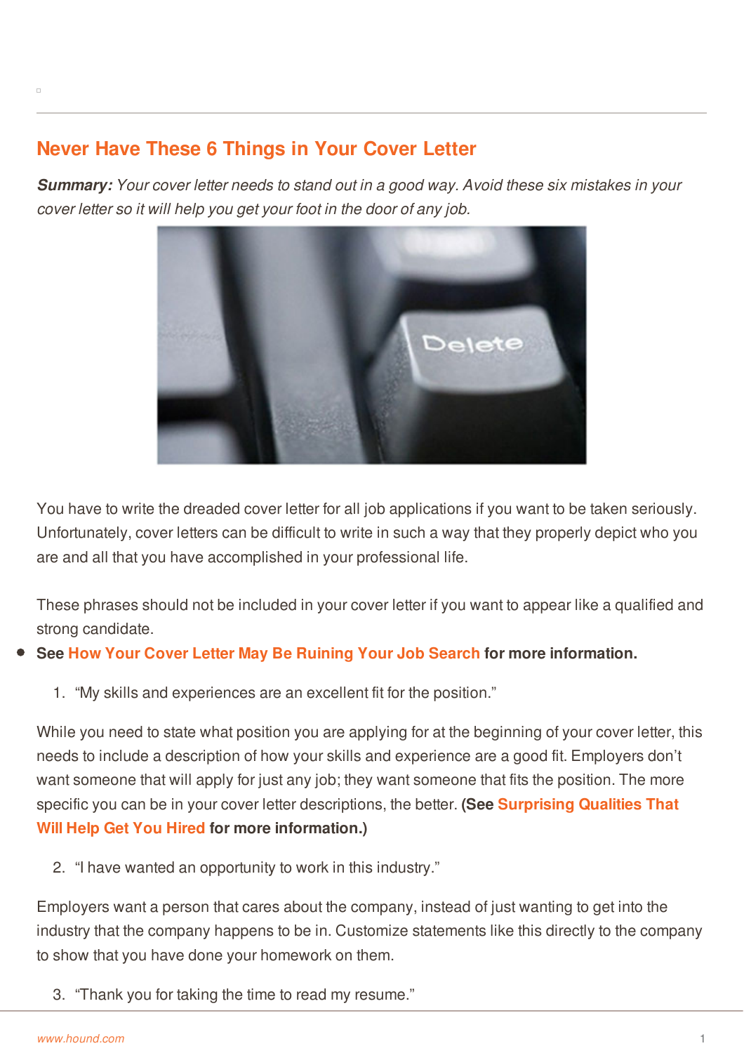## Never Have These 6 Things in Your Cover Letter

***Summary:*** *Your cover letter needs to stand out in a good way. Avoid these six mistakes in your cover letter so it will help you get your foot in the door of any job.*

You have to write the dreaded cover letter for all job applications if you want to be taken seriously. Unfortunately, cover letters can be difficult to write in such a way that they properly depict who you are and all that you have accomplished in your professional life.

These phrases should not be included in your cover letter if you want to appear like a qualified and strong candidate.

- **See How Your Cover Letter May Be Ruining Your Job Search for more information.**

1. "My skills and experiences are an excellent fit for the position."

While you need to state what position you are applying for at the beginning of your cover letter, this needs to include a description of how your skills and experience are a good fit. Employers don't want someone that will apply for just any job; they want someone that fits the position. The more specific you can be in your cover letter descriptions, the better. **(See Surprising Qualities That Will Help Get You Hired for more information.)**

2. "I have wanted an opportunity to work in this industry."

Employers want a person that cares about the company, instead of just wanting to get into the industry that the company happens to be in. Customize statements like this directly to the company to show that you have done your homework on them.

3. "Thank you for taking the time to read my resume."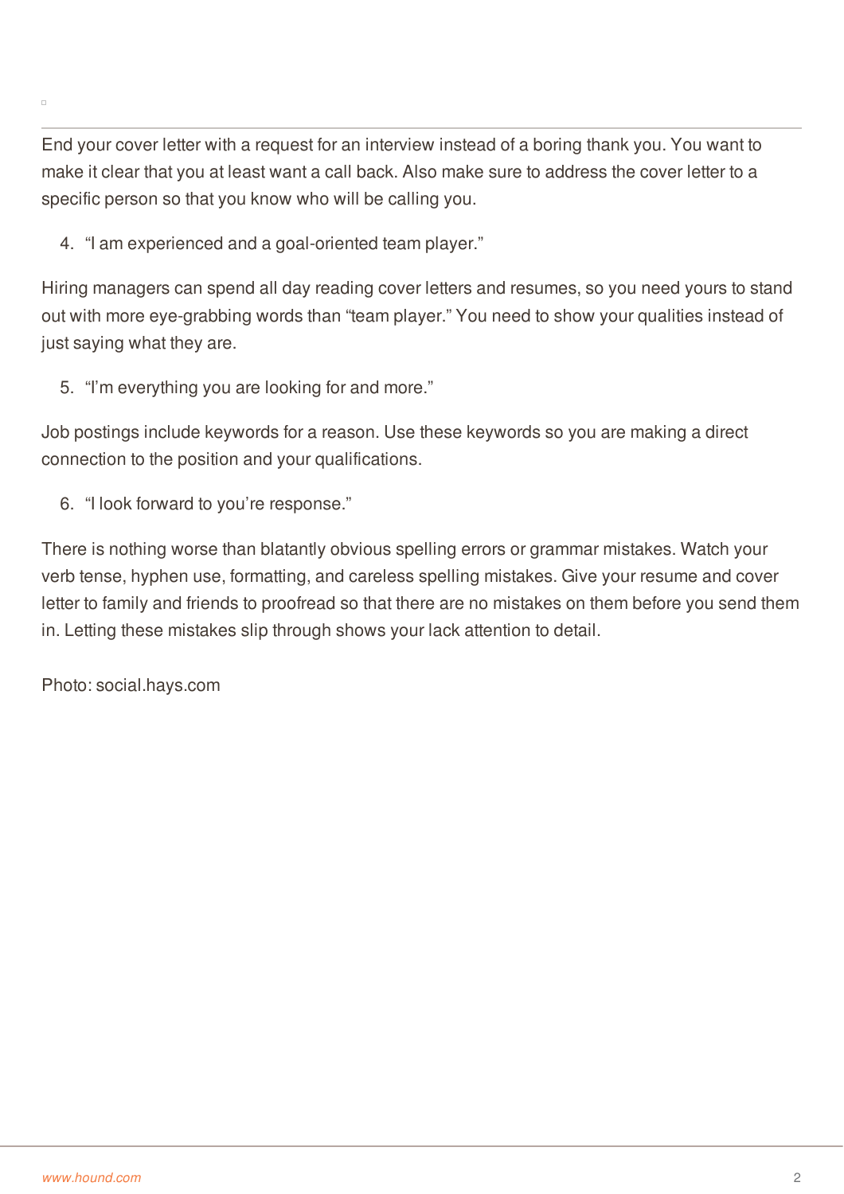End your cover letter with a request for an interview instead of a boring thank you. You want to make it clear that you at least want a call back. Also make sure to address the cover letter to a specific person so that you know who will be calling you.

4. “I am experienced and a goal-oriented team player.”

Hiring managers can spend all day reading cover letters and resumes, so you need yours to stand out with more eye-grabbing words than “team player.” You need to show your qualities instead of just saying what they are.

5. “I’m everything you are looking for and more.”

Job postings include keywords for a reason. Use these keywords so you are making a direct connection to the position and your qualifications.

6. “I look forward to you’re response.”

There is nothing worse than blatantly obvious spelling errors or grammar mistakes. Watch your verb tense, hyphen use, formatting, and careless spelling mistakes. Give your resume and cover letter to family and friends to proofread so that there are no mistakes on them before you send them in. Letting these mistakes slip through shows your lack attention to detail.

Photo: social.hays.com